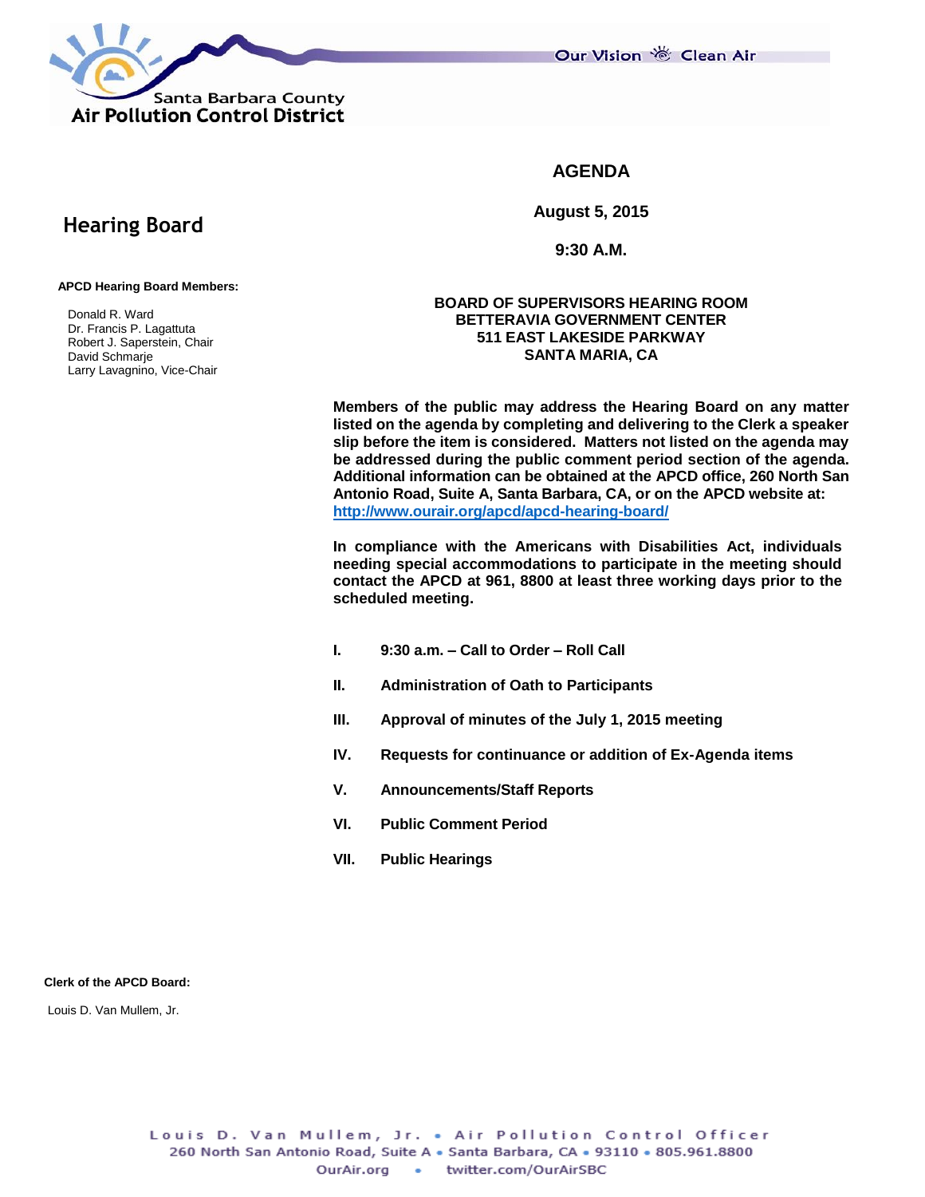Santa Barbara County
Air Pollution Control District

Our Vision Clean Air

# AGENDA

**August 5, 2015**

**9:30 A.M.**

## Hearing Board

**APCD Hearing Board Members:**

Donald R. Ward
Dr. Francis P. Lagattuta
Robert J. Saperstein, Chair
David Schmarje
Larry Lavagnino, Vice-Chair

**BOARD OF SUPERVISORS HEARING ROOM**
**BETTERAVIA GOVERNMENT CENTER**
**511 EAST LAKESIDE PARKWAY**
**SANTA MARIA, CA**

**Members of the public may address the Hearing Board on any matter listed on the agenda by completing and delivering to the Clerk a speaker slip before the item is considered. Matters not listed on the agenda may be addressed during the public comment period section of the agenda. Additional information can be obtained at the APCD office, 260 North San Antonio Road, Suite A, Santa Barbara, CA, or on the APCD website at: http://www.ourair.org/apcd/apcd-hearing-board/**

**In compliance with the Americans with Disabilities Act, individuals needing special accommodations to participate in the meeting should contact the APCD at 961, 8800 at least three working days prior to the scheduled meeting.**

- **I. 9:30 a.m. – Call to Order – Roll Call**
- **II. Administration of Oath to Participants**
- **III. Approval of minutes of the July 1, 2015 meeting**
- **IV. Requests for continuance or addition of Ex-Agenda items**
- **V. Announcements/Staff Reports**
- **VI. Public Comment Period**
- **VII. Public Hearings**

**Clerk of the APCD Board:**

Louis D. Van Mullem, Jr.

Louis D. Van Mullem, Jr. • Air Pollution Control Officer
260 North San Antonio Road, Suite A • Santa Barbara, CA • 93110 • 805.961.8800
OurAir.org • twitter.com/OurAirSBC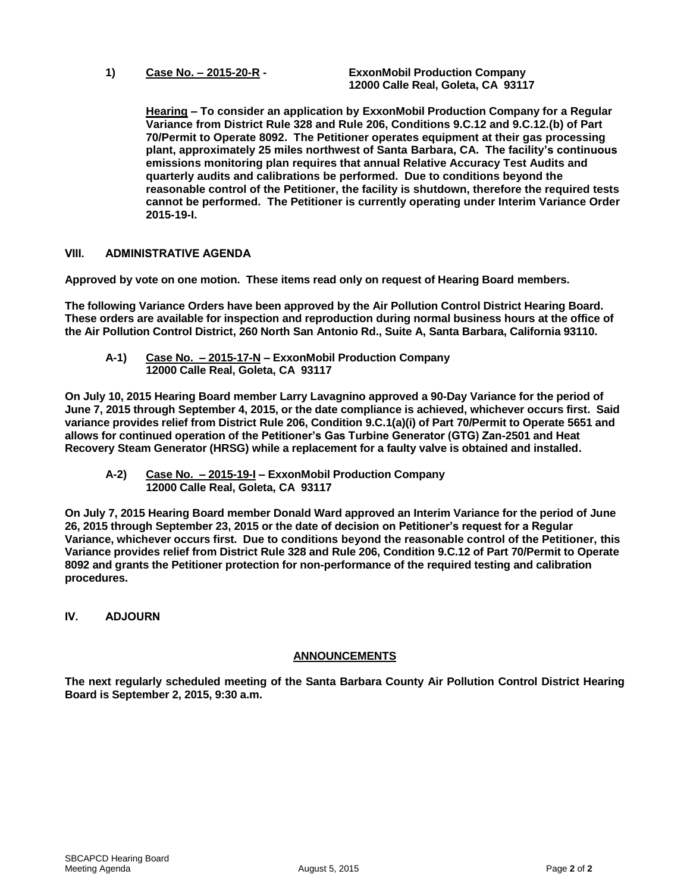**1) Case No. – 2015-20-R - ExxonMobil Production Company**
**12000 Calle Real, Goleta, CA 93117**

**Hearing – To consider an application by ExxonMobil Production Company for a Regular Variance from District Rule 328 and Rule 206, Conditions 9.C.12 and 9.C.12.(b) of Part 70/Permit to Operate 8092. The Petitioner operates equipment at their gas processing plant, approximately 25 miles northwest of Santa Barbara, CA. The facility's continuous emissions monitoring plan requires that annual Relative Accuracy Test Audits and quarterly audits and calibrations be performed. Due to conditions beyond the reasonable control of the Petitioner, the facility is shutdown, therefore the required tests cannot be performed. The Petitioner is currently operating under Interim Variance Order 2015-19-I.**

## VIII. ADMINISTRATIVE AGENDA

**Approved by vote on one motion. These items read only on request of Hearing Board members.**

**The following Variance Orders have been approved by the Air Pollution Control District Hearing Board. These orders are available for inspection and reproduction during normal business hours at the office of the Air Pollution Control District, 260 North San Antonio Rd., Suite A, Santa Barbara, California 93110.**

**A-1) Case No. – 2015-17-N – ExxonMobil Production Company**
**12000 Calle Real, Goleta, CA 93117**

**On July 10, 2015 Hearing Board member Larry Lavagnino approved a 90-Day Variance for the period of June 7, 2015 through September 4, 2015, or the date compliance is achieved, whichever occurs first. Said variance provides relief from District Rule 206, Condition 9.C.1(a)(i) of Part 70/Permit to Operate 5651 and allows for continued operation of the Petitioner's Gas Turbine Generator (GTG) Zan-2501 and Heat Recovery Steam Generator (HRSG) while a replacement for a faulty valve is obtained and installed.**

**A-2) Case No. – 2015-19-I – ExxonMobil Production Company**
**12000 Calle Real, Goleta, CA 93117**

**On July 7, 2015 Hearing Board member Donald Ward approved an Interim Variance for the period of June 26, 2015 through September 23, 2015 or the date of decision on Petitioner's request for a Regular Variance, whichever occurs first. Due to conditions beyond the reasonable control of the Petitioner, this Variance provides relief from District Rule 328 and Rule 206, Condition 9.C.12 of Part 70/Permit to Operate 8092 and grants the Petitioner protection for non-performance of the required testing and calibration procedures.**

## IV. ADJOURN

## ANNOUNCEMENTS

**The next regularly scheduled meeting of the Santa Barbara County Air Pollution Control District Hearing Board is September 2, 2015, 9:30 a.m.**